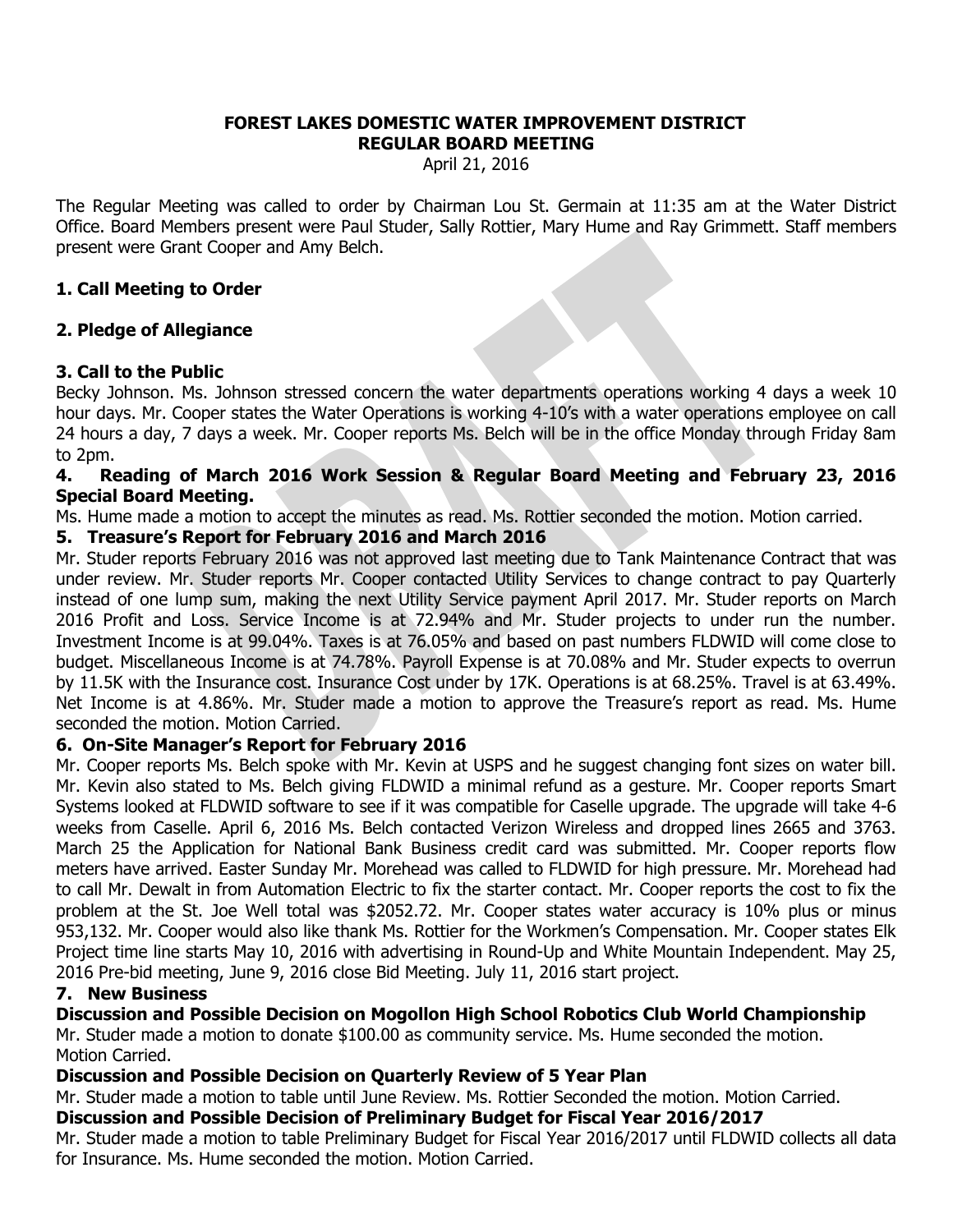**FOREST LAKES DOMESTIC WATER IMPROVEMENT DISTRICT**
**REGULAR BOARD MEETING**
April 21, 2016

The Regular Meeting was called to order by Chairman Lou St. Germain at 11:35 am at the Water District Office. Board Members present were Paul Studer, Sally Rottier, Mary Hume and Ray Grimmett. Staff members present were Grant Cooper and Amy Belch.

### 1. Call Meeting to Order

### 2. Pledge of Allegiance

### 3. Call to the Public

Becky Johnson. Ms. Johnson stressed concern the water departments operations working 4 days a week 10 hour days. Mr. Cooper states the Water Operations is working 4-10's with a water operations employee on call 24 hours a day, 7 days a week. Mr. Cooper reports Ms. Belch will be in the office Monday through Friday 8am to 2pm.

### 4. Reading of March 2016 Work Session & Regular Board Meeting and February 23, 2016 Special Board Meeting.

Ms. Hume made a motion to accept the minutes as read. Ms. Rottier seconded the motion. Motion carried.

### 5. Treasure's Report for February 2016 and March 2016

Mr. Studer reports February 2016 was not approved last meeting due to Tank Maintenance Contract that was under review. Mr. Studer reports Mr. Cooper contacted Utility Services to change contract to pay Quarterly instead of one lump sum, making the next Utility Service payment April 2017. Mr. Studer reports on March 2016 Profit and Loss. Service Income is at 72.94% and Mr. Studer projects to under run the number. Investment Income is at 99.04%. Taxes is at 76.05% and based on past numbers FLDWID will come close to budget. Miscellaneous Income is at 74.78%. Payroll Expense is at 70.08% and Mr. Studer expects to overrun by 11.5K with the Insurance cost. Insurance Cost under by 17K. Operations is at 68.25%. Travel is at 63.49%. Net Income is at 4.86%. Mr. Studer made a motion to approve the Treasure's report as read. Ms. Hume seconded the motion. Motion Carried.

### 6. On-Site Manager's Report for February 2016

Mr. Cooper reports Ms. Belch spoke with Mr. Kevin at USPS and he suggest changing font sizes on water bill. Mr. Kevin also stated to Ms. Belch giving FLDWID a minimal refund as a gesture. Mr. Cooper reports Smart Systems looked at FLDWID software to see if it was compatible for Caselle upgrade. The upgrade will take 4-6 weeks from Caselle. April 6, 2016 Ms. Belch contacted Verizon Wireless and dropped lines 2665 and 3763. March 25 the Application for National Bank Business credit card was submitted. Mr. Cooper reports flow meters have arrived. Easter Sunday Mr. Morehead was called to FLDWID for high pressure. Mr. Morehead had to call Mr. Dewalt in from Automation Electric to fix the starter contact. Mr. Cooper reports the cost to fix the problem at the St. Joe Well total was $2052.72. Mr. Cooper states water accuracy is 10% plus or minus 953,132. Mr. Cooper would also like thank Ms. Rottier for the Workmen's Compensation. Mr. Cooper states Elk Project time line starts May 10, 2016 with advertising in Round-Up and White Mountain Independent. May 25, 2016 Pre-bid meeting, June 9, 2016 close Bid Meeting. July 11, 2016 start project.

### 7. New Business

**Discussion and Possible Decision on Mogollon High School Robotics Club World Championship**

Mr. Studer made a motion to donate $100.00 as community service. Ms. Hume seconded the motion. Motion Carried.

**Discussion and Possible Decision on Quarterly Review of 5 Year Plan**

Mr. Studer made a motion to table until June Review. Ms. Rottier Seconded the motion. Motion Carried.

**Discussion and Possible Decision of Preliminary Budget for Fiscal Year 2016/2017**

Mr. Studer made a motion to table Preliminary Budget for Fiscal Year 2016/2017 until FLDWID collects all data for Insurance. Ms. Hume seconded the motion. Motion Carried.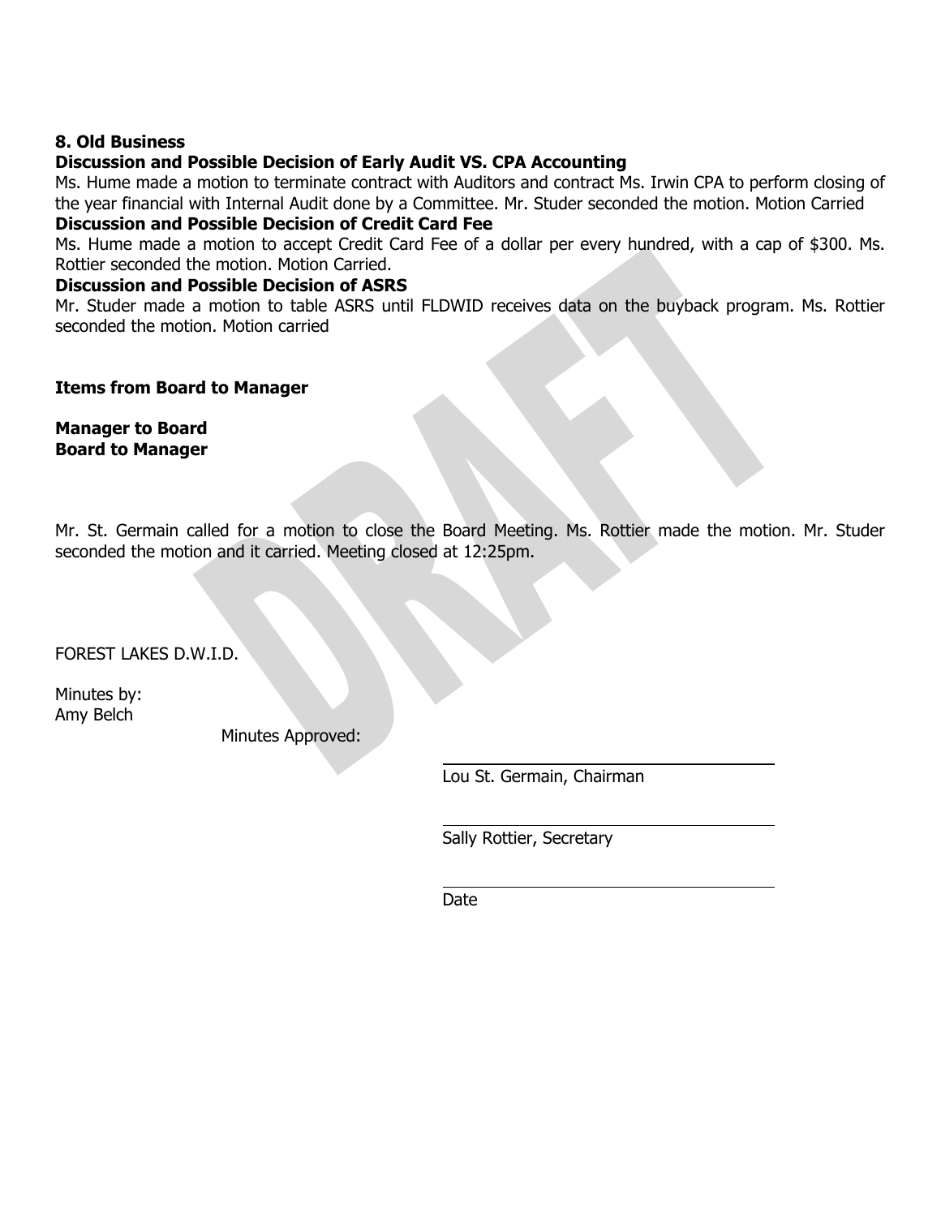## 8. Old Business

**Discussion and Possible Decision of Early Audit VS. CPA Accounting**

Ms. Hume made a motion to terminate contract with Auditors and contract Ms. Irwin CPA to perform closing of the year financial with Internal Audit done by a Committee. Mr. Studer seconded the motion. Motion Carried

**Discussion and Possible Decision of Credit Card Fee**

Ms. Hume made a motion to accept Credit Card Fee of a dollar per every hundred, with a cap of $300. Ms. Rottier seconded the motion. Motion Carried.

**Discussion and Possible Decision of ASRS**

Mr. Studer made a motion to table ASRS until FLDWID receives data on the buyback program. Ms. Rottier seconded the motion. Motion carried

**Items from Board to Manager**

**Manager to Board**
**Board to Manager**

Mr. St. Germain called for a motion to close the Board Meeting. Ms. Rottier made the motion. Mr. Studer seconded the motion and it carried. Meeting closed at 12:25pm.

FOREST LAKES D.W.I.D.

Minutes by:
Amy Belch

Minutes Approved:

Lou St. Germain, Chairman

Sally Rottier, Secretary

Date